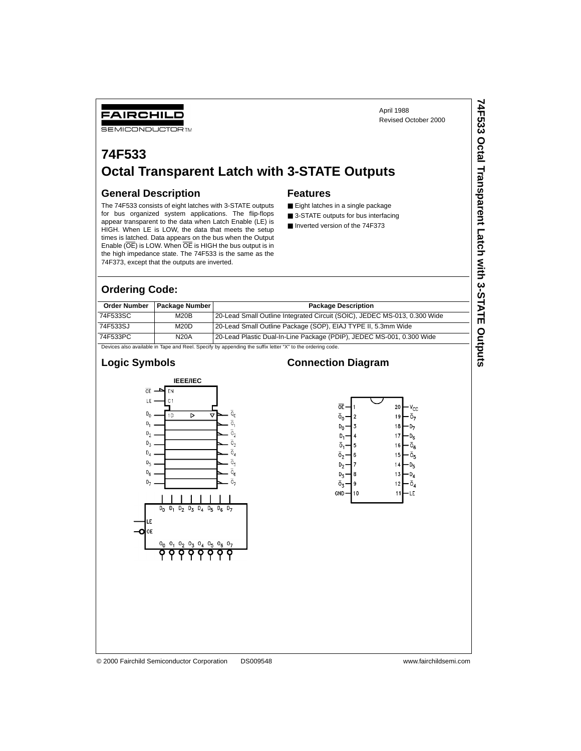FAIRCHILD

SEMICONDUCTOR™

April 1988
Revised October 2000

# 74F533
# Octal Transparent Latch with 3-STATE Outputs

## General Description

The 74F533 consists of eight latches with 3-STATE outputs for bus organized system applications. The flip-flops appear transparent to the data when Latch Enable (LE) is HIGH. When LE is LOW, the data that meets the setup times is latched. Data appears on the bus when the Output Enable ($\overline{OE}$) is LOW. When $\overline{OE}$ is HIGH the bus output is in the high impedance state. The 74F533 is the same as the 74F373, except that the outputs are inverted.

## Features

- Eight latches in a single package
- 3-STATE outputs for bus interfacing
- Inverted version of the 74F373

## Ordering Code:

| Order Number | Package Number | Package Description |
|---|---|---|
| 74F533SC | M20B | 20-Lead Small Outline Integrated Circuit (SOIC), JEDEC MS-013, 0.300 Wide |
| 74F533SJ | M20D | 20-Lead Small Outline Package (SOP), EIAJ TYPE II, 5.3mm Wide |
| 74F533PC | N20A | 20-Lead Plastic Dual-In-Line Package (PDIP), JEDEC MS-001, 0.300 Wide |

Devices also available in Tape and Reel. Specify by appending the suffix letter "X" to the ordering code.

## Logic Symbols

IEEE/IEC

## Connection Diagram

© 2000 Fairchild Semiconductor Corporation DS009548 www.fairchildsemi.com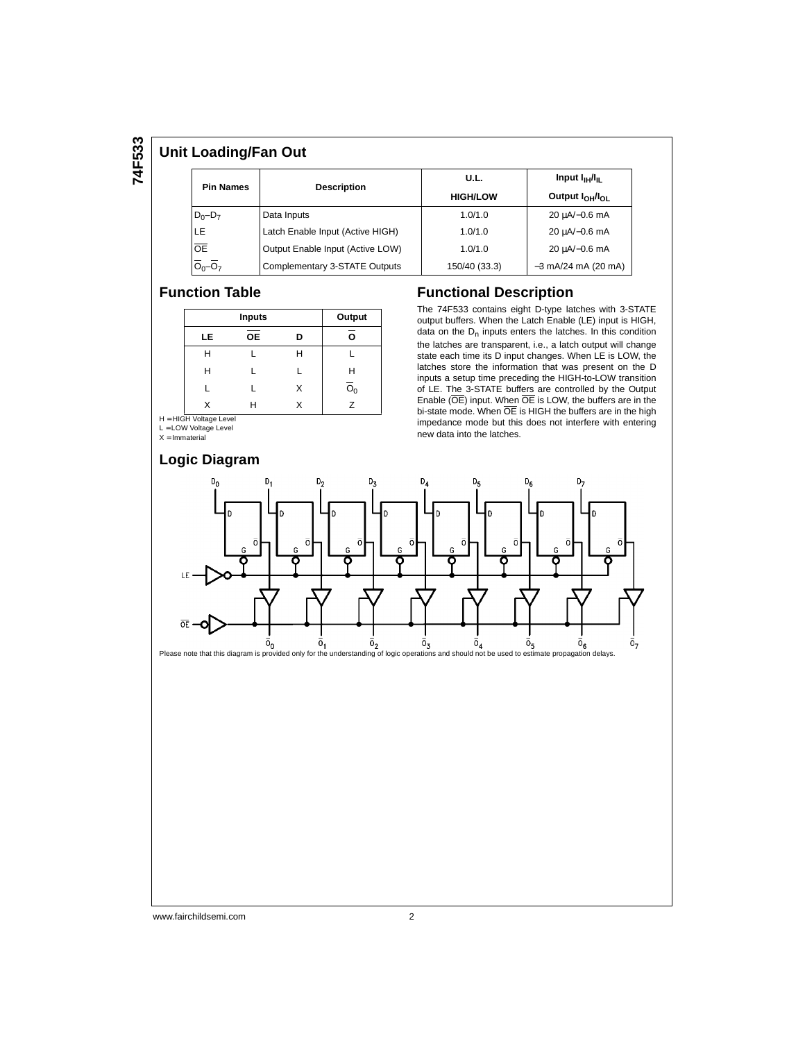## Unit Loading/Fan Out

| Pin Names | Description | U.L. HIGH/LOW | Input $I_{IH}/I_{IL}$ Output $I_{OH}/I_{OL}$ |
|---|---|---|---|
| $D_0$–$D_7$ | Data Inputs | 1.0/1.0 | 20 µA/−0.6 mA |
| LE | Latch Enable Input (Active HIGH) | 1.0/1.0 | 20 µA/−0.6 mA |
| $\overline{OE}$ | Output Enable Input (Active LOW) | 1.0/1.0 | 20 µA/−0.6 mA |
| $\overline{O}_0$–$\overline{O}_7$ | Complementary 3-STATE Outputs | 150/40 (33.3) | −3 mA/24 mA (20 mA) |

## Function Table

| Inputs | | | Output |
|---|---|---|---|
| LE | $\overline{OE}$ | D | $\overline{O}$ |
| H | L | H | L |
| H | L | L | H |
| L | L | X | $\overline{O}_0$ |
| X | H | X | Z |

H = HIGH Voltage Level
L = LOW Voltage Level
X = Immaterial

## Functional Description

The 74F533 contains eight D-type latches with 3-STATE output buffers. When the Latch Enable (LE) input is HIGH, data on the $D_n$ inputs enters the latches. In this condition the latches are transparent, i.e., a latch output will change state each time its D input changes. When LE is LOW, the latches store the information that was present on the D inputs a setup time preceding the HIGH-to-LOW transition of LE. The 3-STATE buffers are controlled by the Output Enable ($\overline{OE}$) input. When $\overline{OE}$ is LOW, the buffers are in the bi-state mode. When $\overline{OE}$ is HIGH the buffers are in the high impedance mode but this does not interfere with entering new data into the latches.

## Logic Diagram

Please note that this diagram is provided only for the understanding of logic operations and should not be used to estimate propagation delays.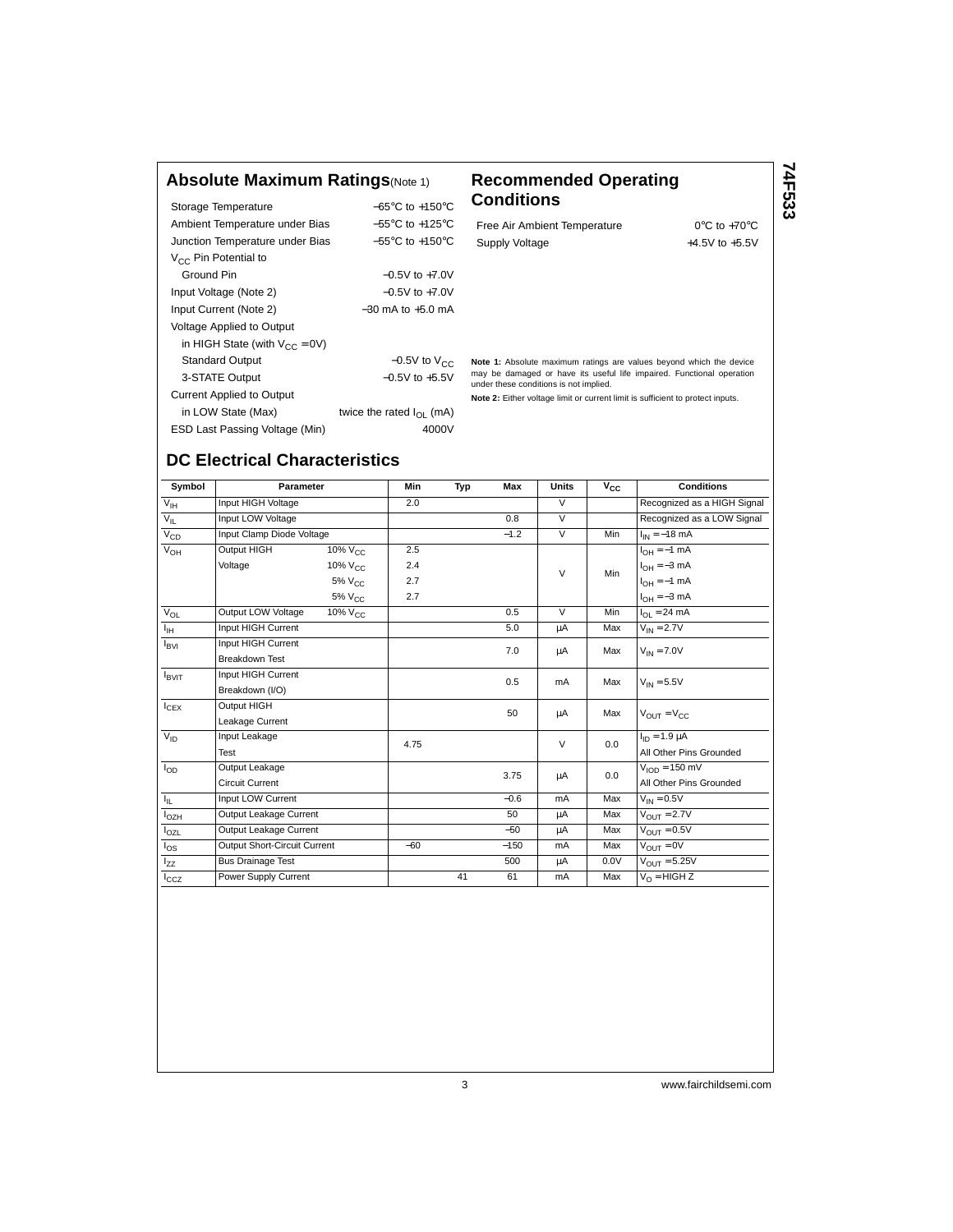## Absolute Maximum Ratings (Note 1)

| | |
|---|---|
| Storage Temperature | −65°C to +150°C |
| Ambient Temperature under Bias | −55°C to +125°C |
| Junction Temperature under Bias | −55°C to +150°C |
| $V_{CC}$ Pin Potential to Ground Pin | −0.5V to +7.0V |
| Input Voltage (Note 2) | −0.5V to +7.0V |
| Input Current (Note 2) | −30 mA to +5.0 mA |
| Voltage Applied to Output in HIGH State (with $V_{CC}$ = 0V) | |
| Standard Output | −0.5V to $V_{CC}$ |
| 3-STATE Output | −0.5V to +5.5V |
| Current Applied to Output in LOW State (Max) | twice the rated $I_{OL}$ (mA) |
| ESD Last Passing Voltage (Min) | 4000V |

## Recommended Operating Conditions

| | |
|---|---|
| Free Air Ambient Temperature | 0°C to +70°C |
| Supply Voltage | +4.5V to +5.5V |

**Note 1:** Absolute maximum ratings are values beyond which the device may be damaged or have its useful life impaired. Functional operation under these conditions is not implied.

**Note 2:** Either voltage limit or current limit is sufficient to protect inputs.

## DC Electrical Characteristics

| Symbol | Parameter | | Min | Typ | Max | Units | $V_{CC}$ | Conditions |
|---|---|---|---|---|---|---|---|---|
| $V_{IH}$ | Input HIGH Voltage | | 2.0 | | | V | | Recognized as a HIGH Signal |
| $V_{IL}$ | Input LOW Voltage | | | | 0.8 | V | | Recognized as a LOW Signal |
| $V_{CD}$ | Input Clamp Diode Voltage | | | | −1.2 | V | Min | $I_{IN}$ = −18 mA |
| $V_{OH}$ | Output HIGH Voltage | 10% $V_{CC}$ | 2.5 | | | V | Min | $I_{OH}$ = −1 mA |
| | | 10% $V_{CC}$ | 2.4 | | | | | $I_{OH}$ = −3 mA |
| | | 5% $V_{CC}$ | 2.7 | | | | | $I_{OH}$ = −1 mA |
| | | 5% $V_{CC}$ | 2.7 | | | | | $I_{OH}$ = −3 mA |
| $V_{OL}$ | Output LOW Voltage | 10% $V_{CC}$ | | | 0.5 | V | Min | $I_{OL}$ = 24 mA |
| $I_{IH}$ | Input HIGH Current | | | | 5.0 | µA | Max | $V_{IN}$ = 2.7V |
| $I_{BVI}$ | Input HIGH Current Breakdown Test | | | | 7.0 | µA | Max | $V_{IN}$ = 7.0V |
| $I_{BVIT}$ | Input HIGH Current Breakdown (I/O) | | | | 0.5 | mA | Max | $V_{IN}$ = 5.5V |
| $I_{CEX}$ | Output HIGH Leakage Current | | | | 50 | µA | Max | $V_{OUT}$ = $V_{CC}$ |
| $V_{ID}$ | Input Leakage Test | | 4.75 | | | V | 0.0 | $I_{ID}$ = 1.9 µA, All Other Pins Grounded |
| $I_{OD}$ | Output Leakage Circuit Current | | | | 3.75 | µA | 0.0 | $V_{IOD}$ = 150 mV, All Other Pins Grounded |
| $I_{IL}$ | Input LOW Current | | | | −0.6 | mA | Max | $V_{IN}$ = 0.5V |
| $I_{OZH}$ | Output Leakage Current | | | | 50 | µA | Max | $V_{OUT}$ = 2.7V |
| $I_{OZL}$ | Output Leakage Current | | | | −50 | µA | Max | $V_{OUT}$ = 0.5V |
| $I_{OS}$ | Output Short-Circuit Current | | −60 | | −150 | mA | Max | $V_{OUT}$ = 0V |
| $I_{ZZ}$ | Bus Drainage Test | | | | 500 | µA | 0.0V | $V_{OUT}$ = 5.25V |
| $I_{CCZ}$ | Power Supply Current | | | 41 | 61 | mA | Max | $V_O$ = HIGH Z |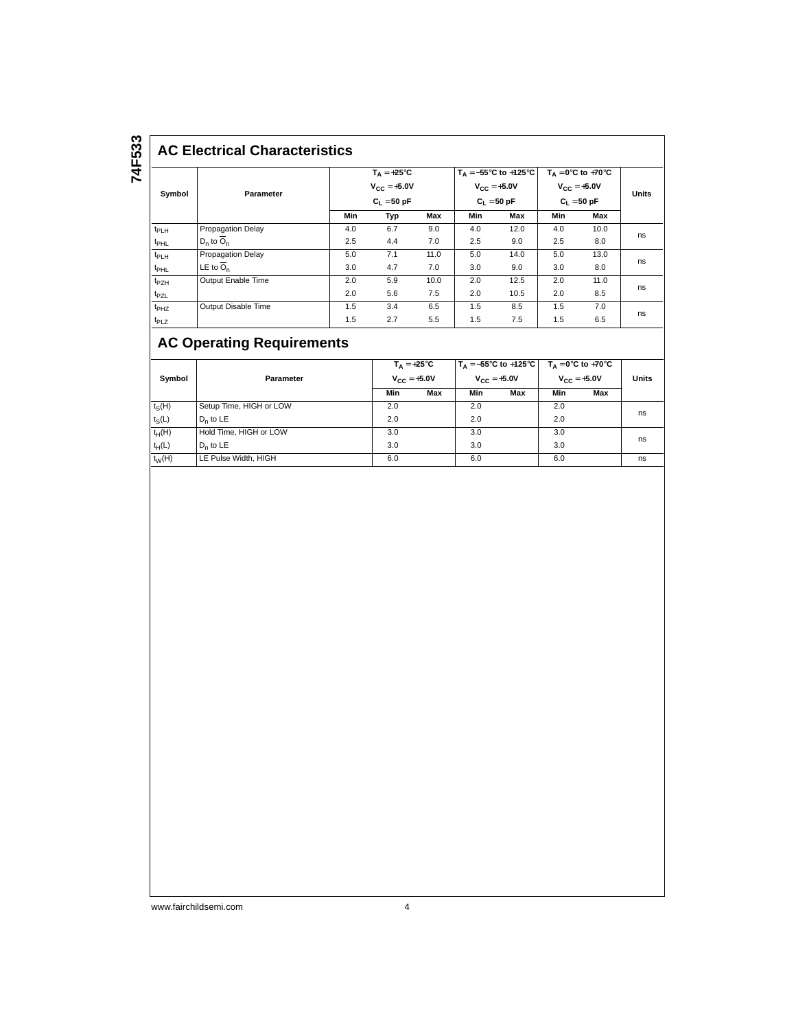## AC Electrical Characteristics

| Symbol | Parameter | $T_A = +25°C$, $V_{CC} = +5.0V$, $C_L = 50$ pF | | | $T_A = -55°C$ to $+125°C$, $V_{CC} = +5.0V$, $C_L = 50$ pF | | $T_A = 0°C$ to $+70°C$, $V_{CC} = +5.0V$, $C_L = 50$ pF | | Units |
|---|---|---|---|---|---|---|---|---|---|
| | | Min | Typ | Max | Min | Max | Min | Max | |
| $t_{PLH}$ | Propagation Delay | 4.0 | 6.7 | 9.0 | 4.0 | 12.0 | 4.0 | 10.0 | ns |
| $t_{PHL}$ | $D_n$ to $\overline{O}_n$ | 2.5 | 4.4 | 7.0 | 2.5 | 9.0 | 2.5 | 8.0 | |
| $t_{PLH}$ | Propagation Delay | 5.0 | 7.1 | 11.0 | 5.0 | 14.0 | 5.0 | 13.0 | ns |
| $t_{PHL}$ | LE to $\overline{O}_n$ | 3.0 | 4.7 | 7.0 | 3.0 | 9.0 | 3.0 | 8.0 | |
| $t_{PZH}$ | Output Enable Time | 2.0 | 5.9 | 10.0 | 2.0 | 12.5 | 2.0 | 11.0 | ns |
| $t_{PZL}$ | | 2.0 | 5.6 | 7.5 | 2.0 | 10.5 | 2.0 | 8.5 | |
| $t_{PHZ}$ | Output Disable Time | 1.5 | 3.4 | 6.5 | 1.5 | 8.5 | 1.5 | 7.0 | ns |
| $t_{PLZ}$ | | 1.5 | 2.7 | 5.5 | 1.5 | 7.5 | 1.5 | 6.5 | |

## AC Operating Requirements

| Symbol | Parameter | $T_A = +25°C$, $V_{CC} = +5.0V$ | | $T_A = -55°C$ to $+125°C$, $V_{CC} = +5.0V$ | | $T_A = 0°C$ to $+70°C$, $V_{CC} = +5.0V$ | | Units |
|---|---|---|---|---|---|---|---|---|
| | | Min | Max | Min | Max | Min | Max | |
| $t_S(H)$ | Setup Time, HIGH or LOW | 2.0 | | 2.0 | | 2.0 | | ns |
| $t_S(L)$ | $D_n$ to LE | 2.0 | | 2.0 | | 2.0 | | |
| $t_H(H)$ | Hold Time, HIGH or LOW | 3.0 | | 3.0 | | 3.0 | | ns |
| $t_H(L)$ | $D_n$ to LE | 3.0 | | 3.0 | | 3.0 | | |
| $t_W(H)$ | LE Pulse Width, HIGH | 6.0 | | 6.0 | | 6.0 | | ns |